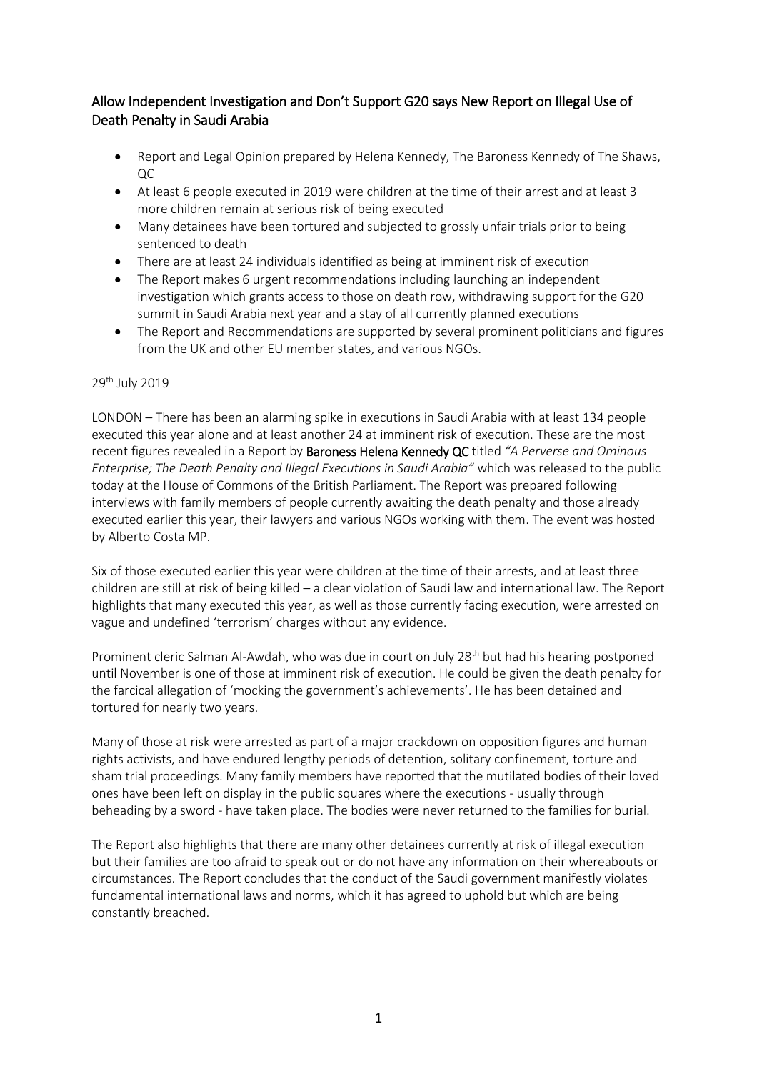# Allow Independent Investigation and Don't Support G20 says New Report on Illegal Use of Death Penalty in Saudi Arabia

- Report and Legal Opinion prepared by Helena Kennedy, The Baroness Kennedy of The Shaws, QC
- At least 6 people executed in 2019 were children at the time of their arrest and at least 3 more children remain at serious risk of being executed
- Many detainees have been tortured and subjected to grossly unfair trials prior to being sentenced to death
- There are at least 24 individuals identified as being at imminent risk of execution
- The Report makes 6 urgent recommendations including launching an independent investigation which grants access to those on death row, withdrawing support for the G20 summit in Saudi Arabia next year and a stay of all currently planned executions
- The Report and Recommendations are supported by several prominent politicians and figures from the UK and other EU member states, and various NGOs.

29th July 2019

LONDON – There has been an alarming spike in executions in Saudi Arabia with at least 134 people executed this year alone and at least another 24 at imminent risk of execution. These are the most recent figures revealed in a Report by **Baroness Helena Kennedy QC** titled *"A Perverse and Ominous Enterprise; The Death Penalty and Illegal Executions in Saudi Arabia"* which was released to the public today at the House of Commons of the British Parliament. The Report was prepared following interviews with family members of people currently awaiting the death penalty and those already executed earlier this year, their lawyers and various NGOs working with them. The event was hosted by Alberto Costa MP.

Six of those executed earlier this year were children at the time of their arrests, and at least three children are still at risk of being killed – a clear violation of Saudi law and international law. The Report highlights that many executed this year, as well as those currently facing execution, were arrested on vague and undefined 'terrorism' charges without any evidence.

Prominent cleric Salman Al-Awdah, who was due in court on July 28th but had his hearing postponed until November is one of those at imminent risk of execution. He could be given the death penalty for the farcical allegation of 'mocking the government's achievements'. He has been detained and tortured for nearly two years.

Many of those at risk were arrested as part of a major crackdown on opposition figures and human rights activists, and have endured lengthy periods of detention, solitary confinement, torture and sham trial proceedings. Many family members have reported that the mutilated bodies of their loved ones have been left on display in the public squares where the executions - usually through beheading by a sword - have taken place. The bodies were never returned to the families for burial.

The Report also highlights that there are many other detainees currently at risk of illegal execution but their families are too afraid to speak out or do not have any information on their whereabouts or circumstances. The Report concludes that the conduct of the Saudi government manifestly violates fundamental international laws and norms, which it has agreed to uphold but which are being constantly breached.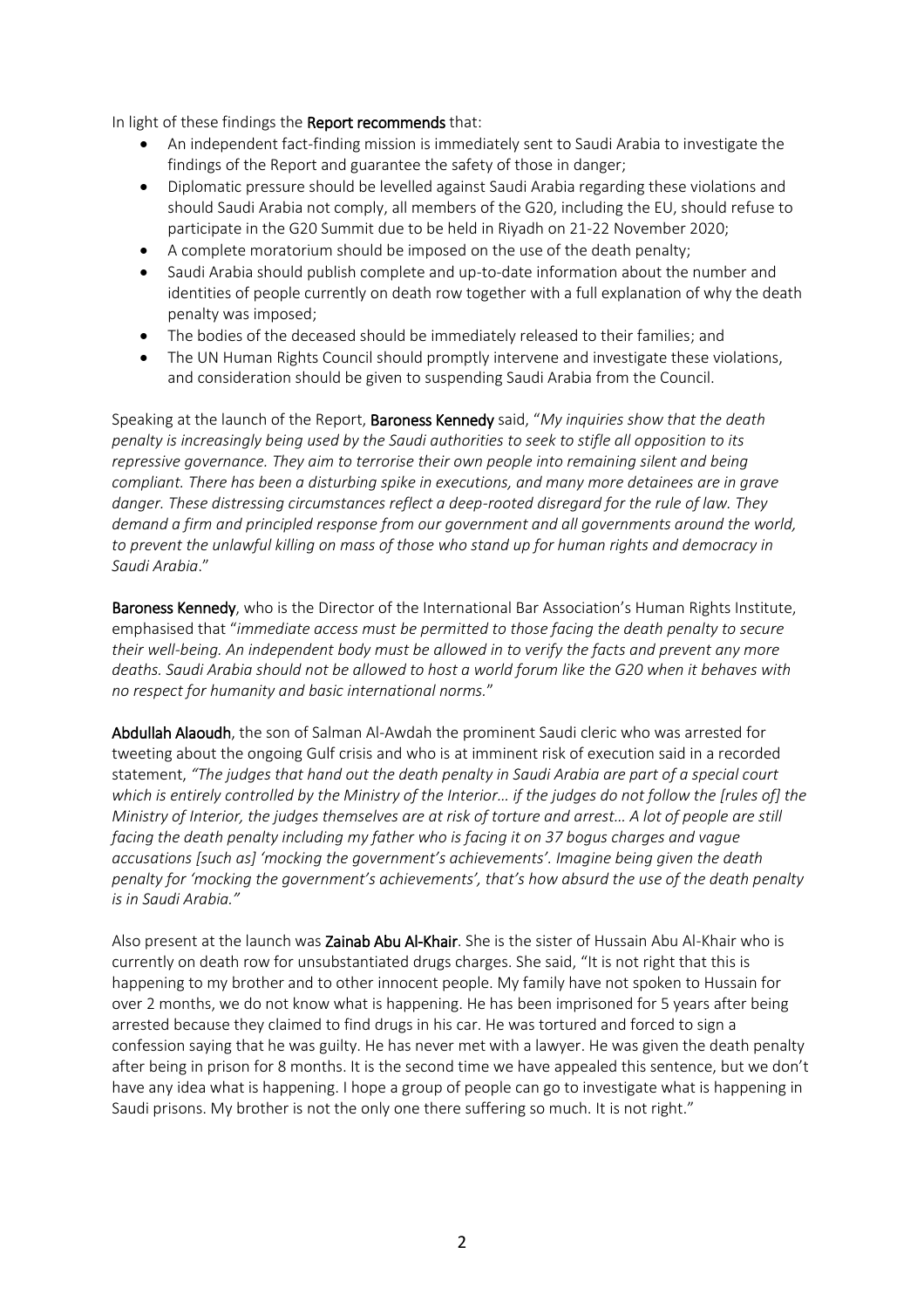In light of these findings the **Report recommends** that:

- An independent fact-finding mission is immediately sent to Saudi Arabia to investigate the findings of the Report and guarantee the safety of those in danger;
- Diplomatic pressure should be levelled against Saudi Arabia regarding these violations and should Saudi Arabia not comply, all members of the G20, including the EU, should refuse to participate in the G20 Summit due to be held in Riyadh on 21-22 November 2020;
- A complete moratorium should be imposed on the use of the death penalty;
- Saudi Arabia should publish complete and up-to-date information about the number and identities of people currently on death row together with a full explanation of why the death penalty was imposed;
- The bodies of the deceased should be immediately released to their families; and
- The UN Human Rights Council should promptly intervene and investigate these violations, and consideration should be given to suspending Saudi Arabia from the Council.

Speaking at the launch of the Report, **Baroness Kennedy** said, "*My inquiries show that the death penalty is increasingly being used by the Saudi authorities to seek to stifle all opposition to its repressive governance. They aim to terrorise their own people into remaining silent and being compliant. There has been a disturbing spike in executions, and many more detainees are in grave danger. These distressing circumstances reflect a deep-rooted disregard for the rule of law. They demand a firm and principled response from our government and all governments around the world, to prevent the unlawful killing on mass of those who stand up for human rights and democracy in Saudi Arabia*."

**Baroness Kennedy**, who is the Director of the International Bar Association's Human Rights Institute, emphasised that "*immediate access must be permitted to those facing the death penalty to secure their well-being. An independent body must be allowed in to verify the facts and prevent any more deaths. Saudi Arabia should not be allowed to host a world forum like the G20 when it behaves with no respect for humanity and basic international norms.*"

**Abdullah Alaoudh**, the son of Salman Al-Awdah the prominent Saudi cleric who was arrested for tweeting about the ongoing Gulf crisis and who is at imminent risk of execution said in a recorded statement, *"The judges that hand out the death penalty in Saudi Arabia are part of a special court which is entirely controlled by the Ministry of the Interior… if the judges do not follow the [rules of] the Ministry of Interior, the judges themselves are at risk of torture and arrest… A lot of people are still facing the death penalty including my father who is facing it on 37 bogus charges and vague accusations [such as] 'mocking the government's achievements'. Imagine being given the death penalty for 'mocking the government's achievements', that's how absurd the use of the death penalty is in Saudi Arabia."*

Also present at the launch was **Zainab Abu Al-Khair**. She is the sister of Hussain Abu Al-Khair who is currently on death row for unsubstantiated drugs charges. She said, "It is not right that this is happening to my brother and to other innocent people. My family have not spoken to Hussain for over 2 months, we do not know what is happening. He has been imprisoned for 5 years after being arrested because they claimed to find drugs in his car. He was tortured and forced to sign a confession saying that he was guilty. He has never met with a lawyer. He was given the death penalty after being in prison for 8 months. It is the second time we have appealed this sentence, but we don't have any idea what is happening. I hope a group of people can go to investigate what is happening in Saudi prisons. My brother is not the only one there suffering so much. It is not right."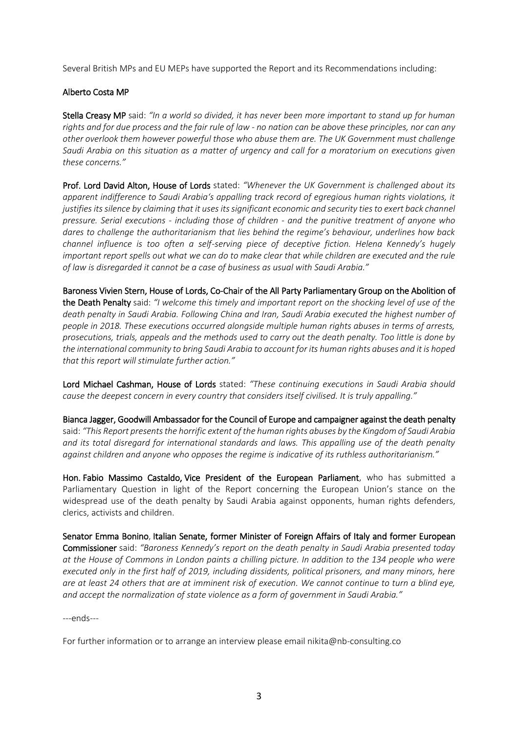Several British MPs and EU MEPs have supported the Report and its Recommendations including:

**Alberto Costa MP**

**Stella Creasy MP** said: *"In a world so divided, it has never been more important to stand up for human rights and for due process and the fair rule of law - no nation can be above these principles, nor can any other overlook them however powerful those who abuse them are. The UK Government must challenge Saudi Arabia on this situation as a matter of urgency and call for a moratorium on executions given these concerns."*

**Prof. Lord David Alton, House of Lords** stated: *"Whenever the UK Government is challenged about its apparent indifference to Saudi Arabia's appalling track record of egregious human rights violations, it justifies its silence by claiming that it uses its significant economic and security ties to exert back channel pressure. Serial executions - including those of children - and the punitive treatment of anyone who dares to challenge the authoritarianism that lies behind the regime's behaviour, underlines how back channel influence is too often a self-serving piece of deceptive fiction. Helena Kennedy's hugely important report spells out what we can do to make clear that while children are executed and the rule of law is disregarded it cannot be a case of business as usual with Saudi Arabia."*

**Baroness Vivien Stern, House of Lords, Co-Chair of the All Party Parliamentary Group on the Abolition of the Death Penalty** said: *"I welcome this timely and important report on the shocking level of use of the death penalty in Saudi Arabia. Following China and Iran, Saudi Arabia executed the highest number of people in 2018. These executions occurred alongside multiple human rights abuses in terms of arrests, prosecutions, trials, appeals and the methods used to carry out the death penalty. Too little is done by the international community to bring Saudi Arabia to account for its human rights abuses and it is hoped that this report will stimulate further action."*

**Lord Michael Cashman, House of Lords** stated: *"These continuing executions in Saudi Arabia should cause the deepest concern in every country that considers itself civilised. It is truly appalling."*

**Bianca Jagger, Goodwill Ambassador for the Council of Europe and campaigner against the death penalty** said: *"This Report presents the horrific extent of the human rights abuses by the Kingdom of Saudi Arabia and its total disregard for international standards and laws. This appalling use of the death penalty against children and anyone who opposes the regime is indicative of its ruthless authoritarianism."*

**Hon. Fabio Massimo Castaldo, Vice President of the European Parliament**, who has submitted a Parliamentary Question in light of the Report concerning the European Union's stance on the widespread use of the death penalty by Saudi Arabia against opponents, human rights defenders, clerics, activists and children.

**Senator Emma Bonino, Italian Senate, former Minister of Foreign Affairs of Italy and former European Commissioner** said: *"Baroness Kennedy's report on the death penalty in Saudi Arabia presented today at the House of Commons in London paints a chilling picture. In addition to the 134 people who were executed only in the first half of 2019, including dissidents, political prisoners, and many minors, here are at least 24 others that are at imminent risk of execution. We cannot continue to turn a blind eye, and accept the normalization of state violence as a form of government in Saudi Arabia."*

---ends---

For further information or to arrange an interview please email nikita@nb-consulting.co